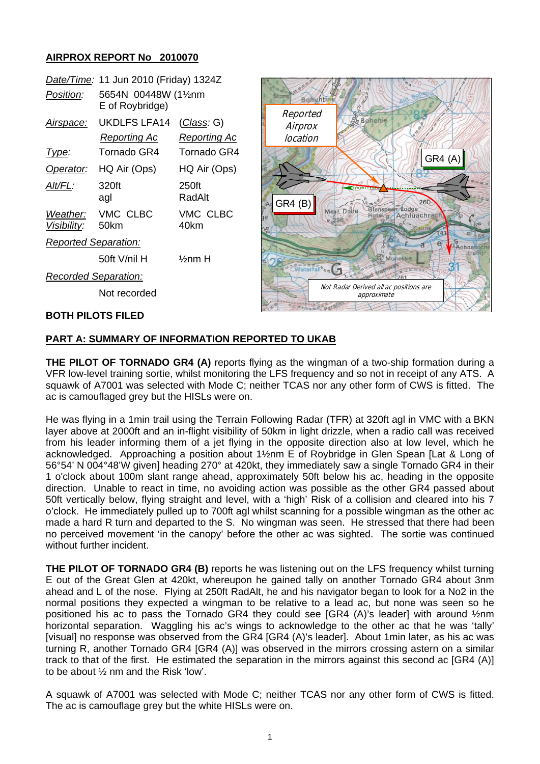## AIRPROX REPORT No 2010070

| | | |
|---|---|---|
| *Date/Time*: | 11 Jun 2010 (Friday) 1324Z | |
| *Position*: | 5654N 00448W (1½nm E of Roybridge) | |
| *Airspace*: | UKDLFS LFA14 | (*Class*: G) |
| | *Reporting Ac* | *Reporting Ac* |
| *Type*: | Tornado GR4 | Tornado GR4 |
| *Operator*: | HQ Air (Ops) | HQ Air (Ops) |
| *Alt/FL*: | 320ft agl | 250ft RadAlt |
| *Weather*: | VMC CLBC | VMC CLBC |
| *Visibility*: | 50km | 40km |
| *Reported Separation*: | | |
| | 50ft V/nil H | ½nm H |
| *Recorded Separation*: | | |
| | Not recorded | |

Reported Airprox location

GR4 (A)

GR4 (B)

Not Radar Derived all ac positions are approximate

**BOTH PILOTS FILED**

**PART A: SUMMARY OF INFORMATION REPORTED TO UKAB**

**THE PILOT OF TORNADO GR4 (A)** reports flying as the wingman of a two-ship formation during a VFR low-level training sortie, whilst monitoring the LFS frequency and so not in receipt of any ATS. A squawk of A7001 was selected with Mode C; neither TCAS nor any other form of CWS is fitted. The ac is camouflaged grey but the HISLs were on.

He was flying in a 1min trail using the Terrain Following Radar (TFR) at 320ft agl in VMC with a BKN layer above at 2000ft and an in-flight visibility of 50km in light drizzle, when a radio call was received from his leader informing them of a jet flying in the opposite direction also at low level, which he acknowledged. Approaching a position about 1½nm E of Roybridge in Glen Spean [Lat & Long of 56°54' N 004°48'W given] heading 270° at 420kt, they immediately saw a single Tornado GR4 in their 1 o'clock about 100m slant range ahead, approximately 50ft below his ac, heading in the opposite direction. Unable to react in time, no avoiding action was possible as the other GR4 passed about 50ft vertically below, flying straight and level, with a 'high' Risk of a collision and cleared into his 7 o'clock. He immediately pulled up to 700ft agl whilst scanning for a possible wingman as the other ac made a hard R turn and departed to the S. No wingman was seen. He stressed that there had been no perceived movement 'in the canopy' before the other ac was sighted. The sortie was continued without further incident.

**THE PILOT OF TORNADO GR4 (B)** reports he was listening out on the LFS frequency whilst turning E out of the Great Glen at 420kt, whereupon he gained tally on another Tornado GR4 about 3nm ahead and L of the nose. Flying at 250ft RadAlt, he and his navigator began to look for a No2 in the normal positions they expected a wingman to be relative to a lead ac, but none was seen so he positioned his ac to pass the Tornado GR4 they could see [GR4 (A)'s leader] with around ½nm horizontal separation. Waggling his ac's wings to acknowledge to the other ac that he was 'tally' [visual] no response was observed from the GR4 [GR4 (A)'s leader]. About 1min later, as his ac was turning R, another Tornado GR4 [GR4 (A)] was observed in the mirrors crossing astern on a similar track to that of the first. He estimated the separation in the mirrors against this second ac [GR4 (A)] to be about ½ nm and the Risk 'low'.

A squawk of A7001 was selected with Mode C; neither TCAS nor any other form of CWS is fitted. The ac is camouflage grey but the white HISLs were on.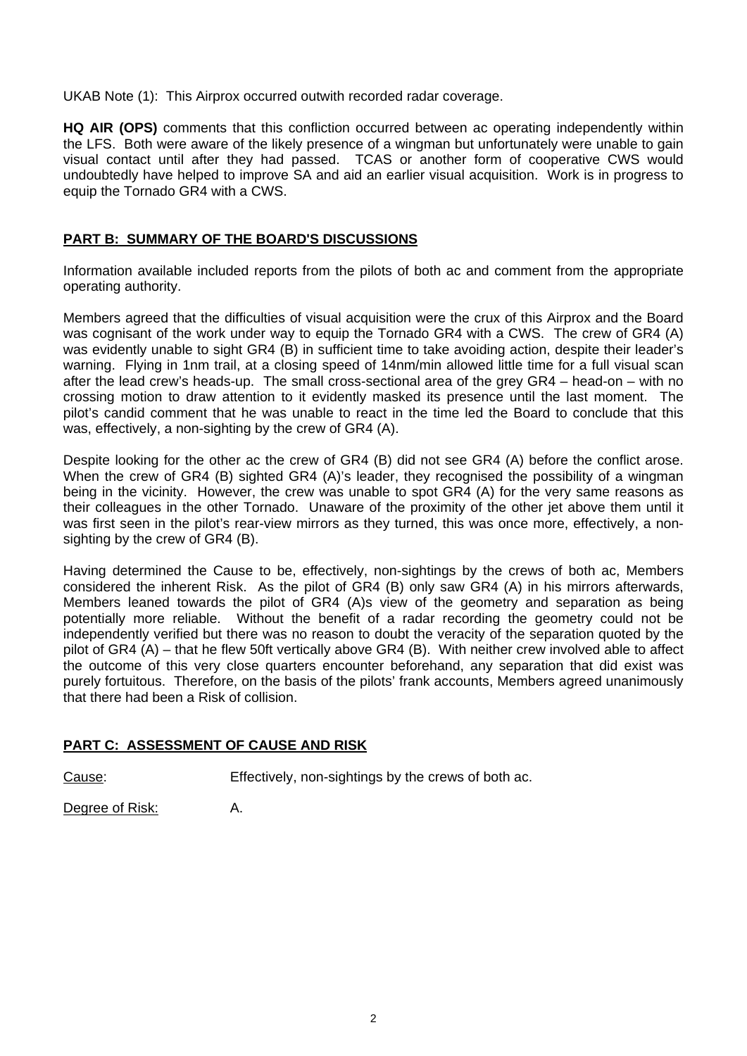UKAB Note (1): This Airprox occurred outwith recorded radar coverage.

**HQ AIR (OPS)** comments that this confliction occurred between ac operating independently within the LFS. Both were aware of the likely presence of a wingman but unfortunately were unable to gain visual contact until after they had passed. TCAS or another form of cooperative CWS would undoubtedly have helped to improve SA and aid an earlier visual acquisition. Work is in progress to equip the Tornado GR4 with a CWS.

## PART B: SUMMARY OF THE BOARD'S DISCUSSIONS

Information available included reports from the pilots of both ac and comment from the appropriate operating authority.

Members agreed that the difficulties of visual acquisition were the crux of this Airprox and the Board was cognisant of the work under way to equip the Tornado GR4 with a CWS. The crew of GR4 (A) was evidently unable to sight GR4 (B) in sufficient time to take avoiding action, despite their leader's warning. Flying in 1nm trail, at a closing speed of 14nm/min allowed little time for a full visual scan after the lead crew's heads-up. The small cross-sectional area of the grey GR4 – head-on – with no crossing motion to draw attention to it evidently masked its presence until the last moment. The pilot's candid comment that he was unable to react in the time led the Board to conclude that this was, effectively, a non-sighting by the crew of GR4 (A).

Despite looking for the other ac the crew of GR4 (B) did not see GR4 (A) before the conflict arose. When the crew of GR4 (B) sighted GR4 (A)'s leader, they recognised the possibility of a wingman being in the vicinity. However, the crew was unable to spot GR4 (A) for the very same reasons as their colleagues in the other Tornado. Unaware of the proximity of the other jet above them until it was first seen in the pilot's rear-view mirrors as they turned, this was once more, effectively, a non-sighting by the crew of GR4 (B).

Having determined the Cause to be, effectively, non-sightings by the crews of both ac, Members considered the inherent Risk. As the pilot of GR4 (B) only saw GR4 (A) in his mirrors afterwards, Members leaned towards the pilot of GR4 (A)s view of the geometry and separation as being potentially more reliable. Without the benefit of a radar recording the geometry could not be independently verified but there was no reason to doubt the veracity of the separation quoted by the pilot of GR4 (A) – that he flew 50ft vertically above GR4 (B). With neither crew involved able to affect the outcome of this very close quarters encounter beforehand, any separation that did exist was purely fortuitous. Therefore, on the basis of the pilots' frank accounts, Members agreed unanimously that there had been a Risk of collision.

## PART C: ASSESSMENT OF CAUSE AND RISK

Cause: Effectively, non-sightings by the crews of both ac.

Degree of Risk: A.